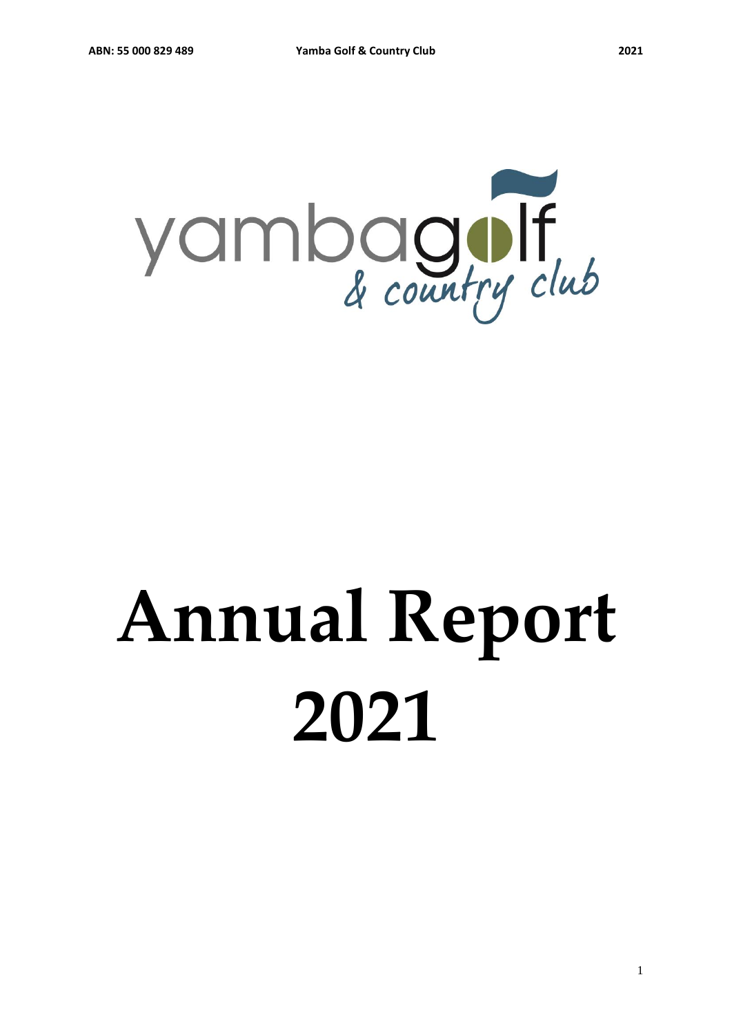yambagolf & country club

# Annual Report 2021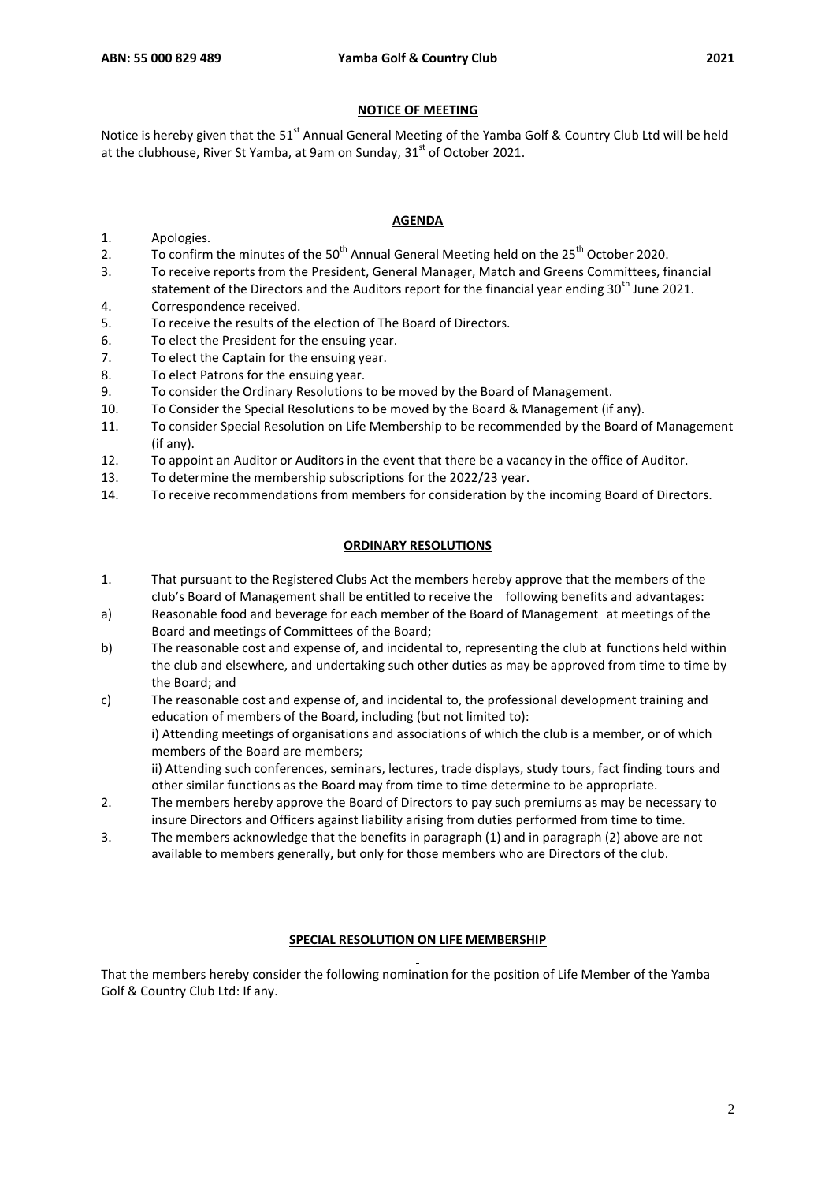## NOTICE OF MEETING

Notice is hereby given that the 51st Annual General Meeting of the Yamba Golf & Country Club Ltd will be held at the clubhouse, River St Yamba, at 9am on Sunday, 31st of October 2021.

## AGENDA

1. Apologies.
2. To confirm the minutes of the 50th Annual General Meeting held on the 25th October 2020.
3. To receive reports from the President, General Manager, Match and Greens Committees, financial statement of the Directors and the Auditors report for the financial year ending 30th June 2021.
4. Correspondence received.
5. To receive the results of the election of The Board of Directors.
6. To elect the President for the ensuing year.
7. To elect the Captain for the ensuing year.
8. To elect Patrons for the ensuing year.
9. To consider the Ordinary Resolutions to be moved by the Board of Management.
10. To Consider the Special Resolutions to be moved by the Board & Management (if any).
11. To consider Special Resolution on Life Membership to be recommended by the Board of Management (if any).
12. To appoint an Auditor or Auditors in the event that there be a vacancy in the office of Auditor.
13. To determine the membership subscriptions for the 2022/23 year.
14. To receive recommendations from members for consideration by the incoming Board of Directors.

## ORDINARY RESOLUTIONS

1. That pursuant to the Registered Clubs Act the members hereby approve that the members of the club's Board of Management shall be entitled to receive the following benefits and advantages:

a) Reasonable food and beverage for each member of the Board of Management at meetings of the Board and meetings of Committees of the Board;

b) The reasonable cost and expense of, and incidental to, representing the club at functions held within the club and elsewhere, and undertaking such other duties as may be approved from time to time by the Board; and

c) The reasonable cost and expense of, and incidental to, the professional development training and education of members of the Board, including (but not limited to):
   i) Attending meetings of organisations and associations of which the club is a member, or of which members of the Board are members;
   ii) Attending such conferences, seminars, lectures, trade displays, study tours, fact finding tours and other similar functions as the Board may from time to time determine to be appropriate.

2. The members hereby approve the Board of Directors to pay such premiums as may be necessary to insure Directors and Officers against liability arising from duties performed from time to time.
3. The members acknowledge that the benefits in paragraph (1) and in paragraph (2) above are not available to members generally, but only for those members who are Directors of the club.

## SPECIAL RESOLUTION ON LIFE MEMBERSHIP

That the members hereby consider the following nomination for the position of Life Member of the Yamba Golf & Country Club Ltd: If any.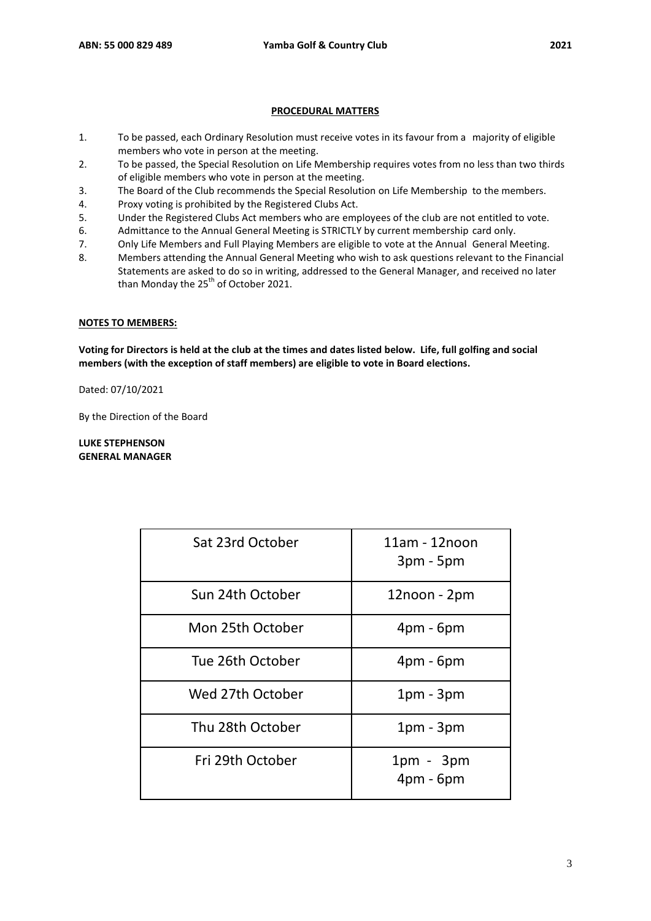**PROCEDURAL MATTERS**

1. To be passed, each Ordinary Resolution must receive votes in its favour from a majority of eligible members who vote in person at the meeting.
2. To be passed, the Special Resolution on Life Membership requires votes from no less than two thirds of eligible members who vote in person at the meeting.
3. The Board of the Club recommends the Special Resolution on Life Membership to the members.
4. Proxy voting is prohibited by the Registered Clubs Act.
5. Under the Registered Clubs Act members who are employees of the club are not entitled to vote.
6. Admittance to the Annual General Meeting is STRICTLY by current membership card only.
7. Only Life Members and Full Playing Members are eligible to vote at the Annual General Meeting.
8. Members attending the Annual General Meeting who wish to ask questions relevant to the Financial Statements are asked to do so in writing, addressed to the General Manager, and received no later than Monday the 25th of October 2021.

**NOTES TO MEMBERS:**

**Voting for Directors is held at the club at the times and dates listed below. Life, full golfing and social members (with the exception of staff members) are eligible to vote in Board elections.**

Dated: 07/10/2021

By the Direction of the Board

**LUKE STEPHENSON**
**GENERAL MANAGER**

| | |
|---|---|
| Sat 23rd October | 11am - 12noon<br>3pm - 5pm |
| Sun 24th October | 12noon - 2pm |
| Mon 25th October | 4pm - 6pm |
| Tue 26th October | 4pm - 6pm |
| Wed 27th October | 1pm - 3pm |
| Thu 28th October | 1pm - 3pm |
| Fri 29th October | 1pm - 3pm<br>4pm - 6pm |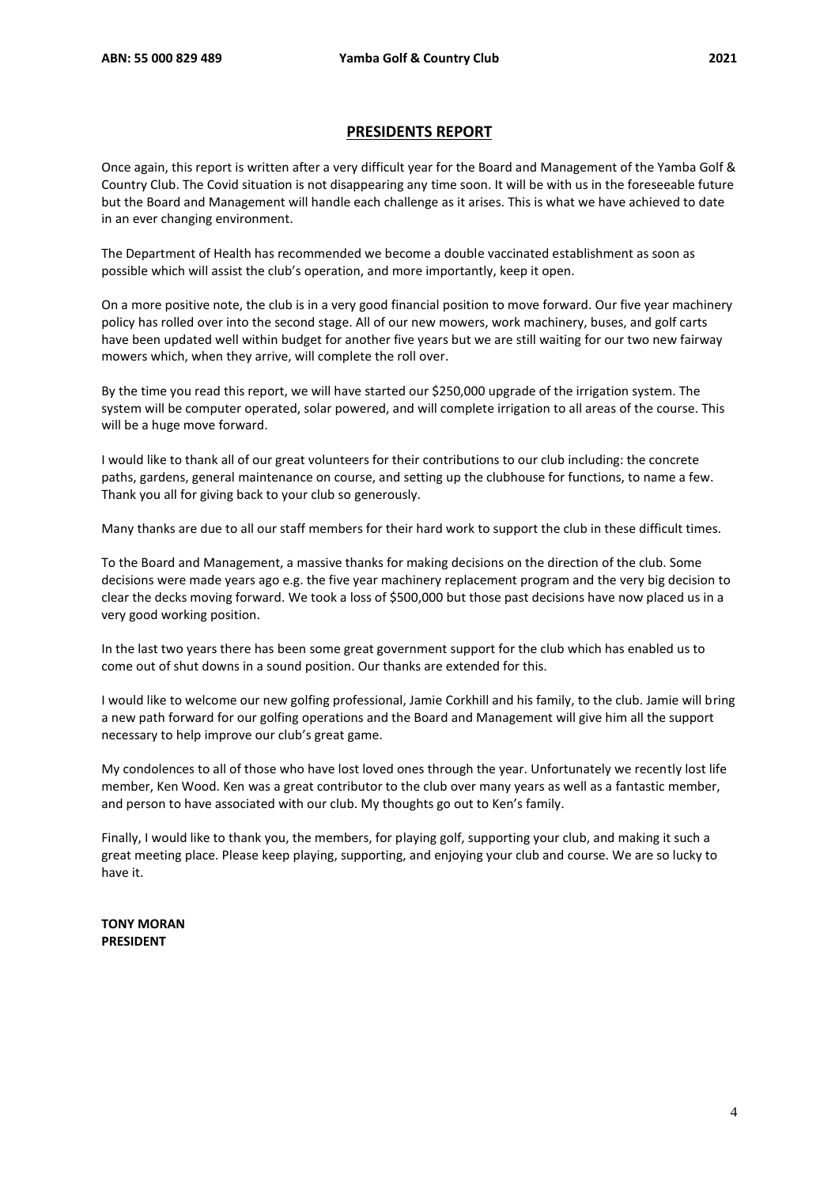## PRESIDENTS REPORT

Once again, this report is written after a very difficult year for the Board and Management of the Yamba Golf & Country Club. The Covid situation is not disappearing any time soon. It will be with us in the foreseeable future but the Board and Management will handle each challenge as it arises. This is what we have achieved to date in an ever changing environment.

The Department of Health has recommended we become a double vaccinated establishment as soon as possible which will assist the club's operation, and more importantly, keep it open.

On a more positive note, the club is in a very good financial position to move forward. Our five year machinery policy has rolled over into the second stage. All of our new mowers, work machinery, buses, and golf carts have been updated well within budget for another five years but we are still waiting for our two new fairway mowers which, when they arrive, will complete the roll over.

By the time you read this report, we will have started our $250,000 upgrade of the irrigation system. The system will be computer operated, solar powered, and will complete irrigation to all areas of the course. This will be a huge move forward.

I would like to thank all of our great volunteers for their contributions to our club including: the concrete paths, gardens, general maintenance on course, and setting up the clubhouse for functions, to name a few. Thank you all for giving back to your club so generously.

Many thanks are due to all our staff members for their hard work to support the club in these difficult times.

To the Board and Management, a massive thanks for making decisions on the direction of the club. Some decisions were made years ago e.g. the five year machinery replacement program and the very big decision to clear the decks moving forward. We took a loss of $500,000 but those past decisions have now placed us in a very good working position.

In the last two years there has been some great government support for the club which has enabled us to come out of shut downs in a sound position. Our thanks are extended for this.

I would like to welcome our new golfing professional, Jamie Corkhill and his family, to the club. Jamie will bring a new path forward for our golfing operations and the Board and Management will give him all the support necessary to help improve our club's great game.

My condolences to all of those who have lost loved ones through the year. Unfortunately we recently lost life member, Ken Wood. Ken was a great contributor to the club over many years as well as a fantastic member, and person to have associated with our club. My thoughts go out to Ken's family.

Finally, I would like to thank you, the members, for playing golf, supporting your club, and making it such a great meeting place. Please keep playing, supporting, and enjoying your club and course. We are so lucky to have it.

**TONY MORAN**
**PRESIDENT**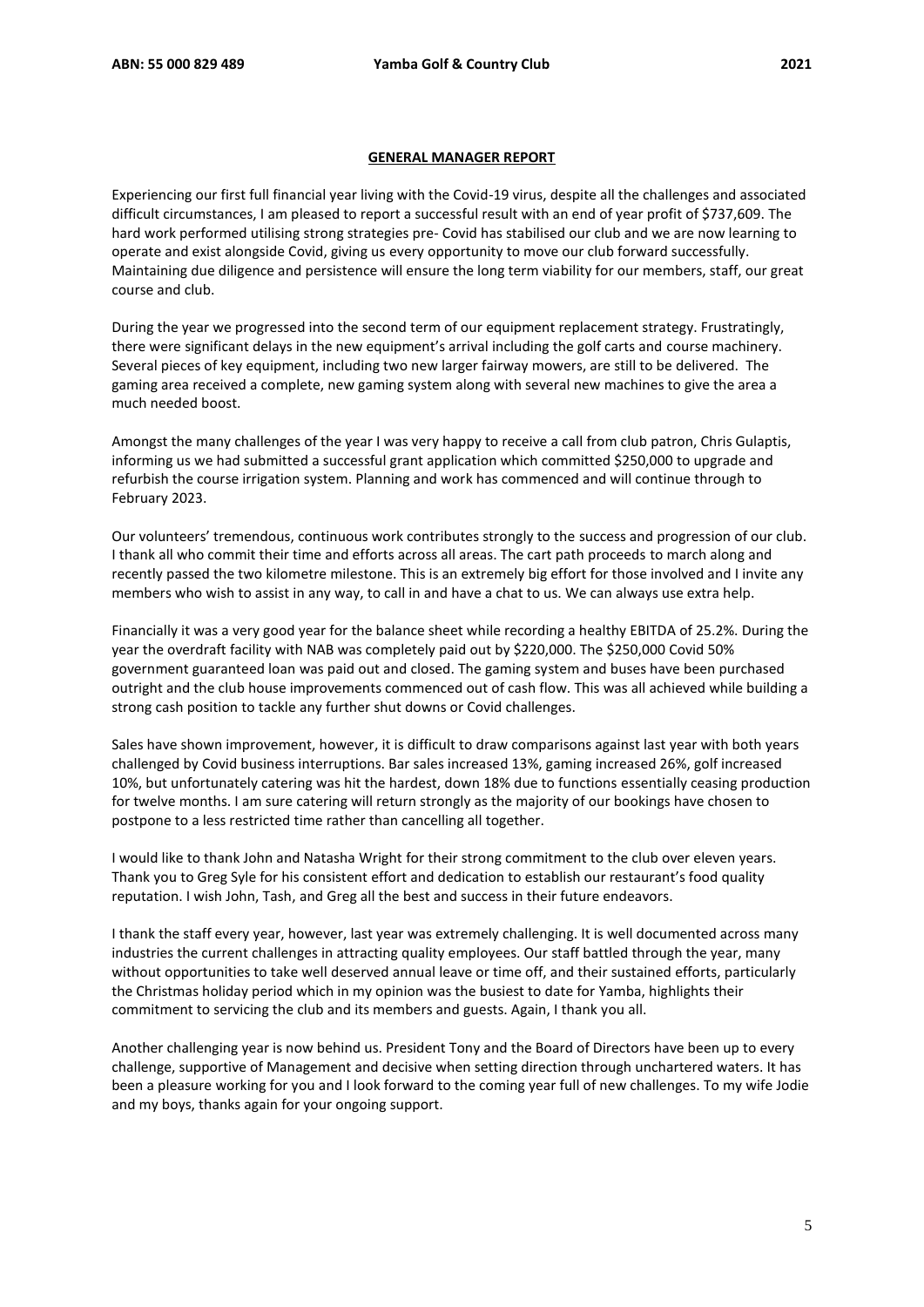## GENERAL MANAGER REPORT

Experiencing our first full financial year living with the Covid-19 virus, despite all the challenges and associated difficult circumstances, I am pleased to report a successful result with an end of year profit of $737,609. The hard work performed utilising strong strategies pre- Covid has stabilised our club and we are now learning to operate and exist alongside Covid, giving us every opportunity to move our club forward successfully. Maintaining due diligence and persistence will ensure the long term viability for our members, staff, our great course and club.

During the year we progressed into the second term of our equipment replacement strategy. Frustratingly, there were significant delays in the new equipment's arrival including the golf carts and course machinery. Several pieces of key equipment, including two new larger fairway mowers, are still to be delivered. The gaming area received a complete, new gaming system along with several new machines to give the area a much needed boost.

Amongst the many challenges of the year I was very happy to receive a call from club patron, Chris Gulaptis, informing us we had submitted a successful grant application which committed $250,000 to upgrade and refurbish the course irrigation system. Planning and work has commenced and will continue through to February 2023.

Our volunteers' tremendous, continuous work contributes strongly to the success and progression of our club. I thank all who commit their time and efforts across all areas. The cart path proceeds to march along and recently passed the two kilometre milestone. This is an extremely big effort for those involved and I invite any members who wish to assist in any way, to call in and have a chat to us. We can always use extra help.

Financially it was a very good year for the balance sheet while recording a healthy EBITDA of 25.2%. During the year the overdraft facility with NAB was completely paid out by $220,000. The $250,000 Covid 50% government guaranteed loan was paid out and closed. The gaming system and buses have been purchased outright and the club house improvements commenced out of cash flow. This was all achieved while building a strong cash position to tackle any further shut downs or Covid challenges.

Sales have shown improvement, however, it is difficult to draw comparisons against last year with both years challenged by Covid business interruptions. Bar sales increased 13%, gaming increased 26%, golf increased 10%, but unfortunately catering was hit the hardest, down 18% due to functions essentially ceasing production for twelve months. I am sure catering will return strongly as the majority of our bookings have chosen to postpone to a less restricted time rather than cancelling all together.

I would like to thank John and Natasha Wright for their strong commitment to the club over eleven years. Thank you to Greg Syle for his consistent effort and dedication to establish our restaurant's food quality reputation. I wish John, Tash, and Greg all the best and success in their future endeavors.

I thank the staff every year, however, last year was extremely challenging. It is well documented across many industries the current challenges in attracting quality employees. Our staff battled through the year, many without opportunities to take well deserved annual leave or time off, and their sustained efforts, particularly the Christmas holiday period which in my opinion was the busiest to date for Yamba, highlights their commitment to servicing the club and its members and guests. Again, I thank you all.

Another challenging year is now behind us. President Tony and the Board of Directors have been up to every challenge, supportive of Management and decisive when setting direction through unchartered waters. It has been a pleasure working for you and I look forward to the coming year full of new challenges. To my wife Jodie and my boys, thanks again for your ongoing support.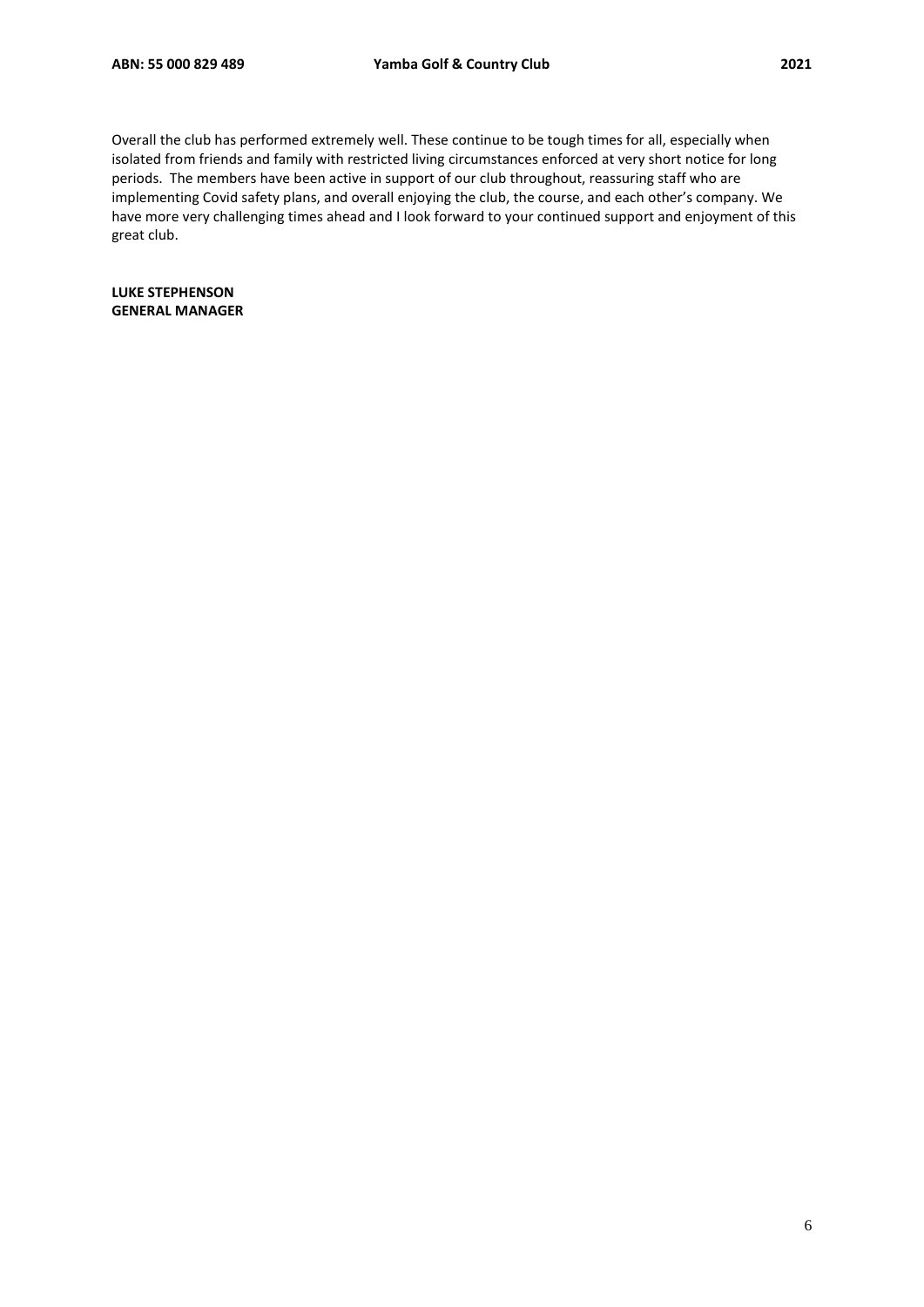Overall the club has performed extremely well. These continue to be tough times for all, especially when isolated from friends and family with restricted living circumstances enforced at very short notice for long periods. The members have been active in support of our club throughout, reassuring staff who are implementing Covid safety plans, and overall enjoying the club, the course, and each other's company. We have more very challenging times ahead and I look forward to your continued support and enjoyment of this great club.

**LUKE STEPHENSON**
**GENERAL MANAGER**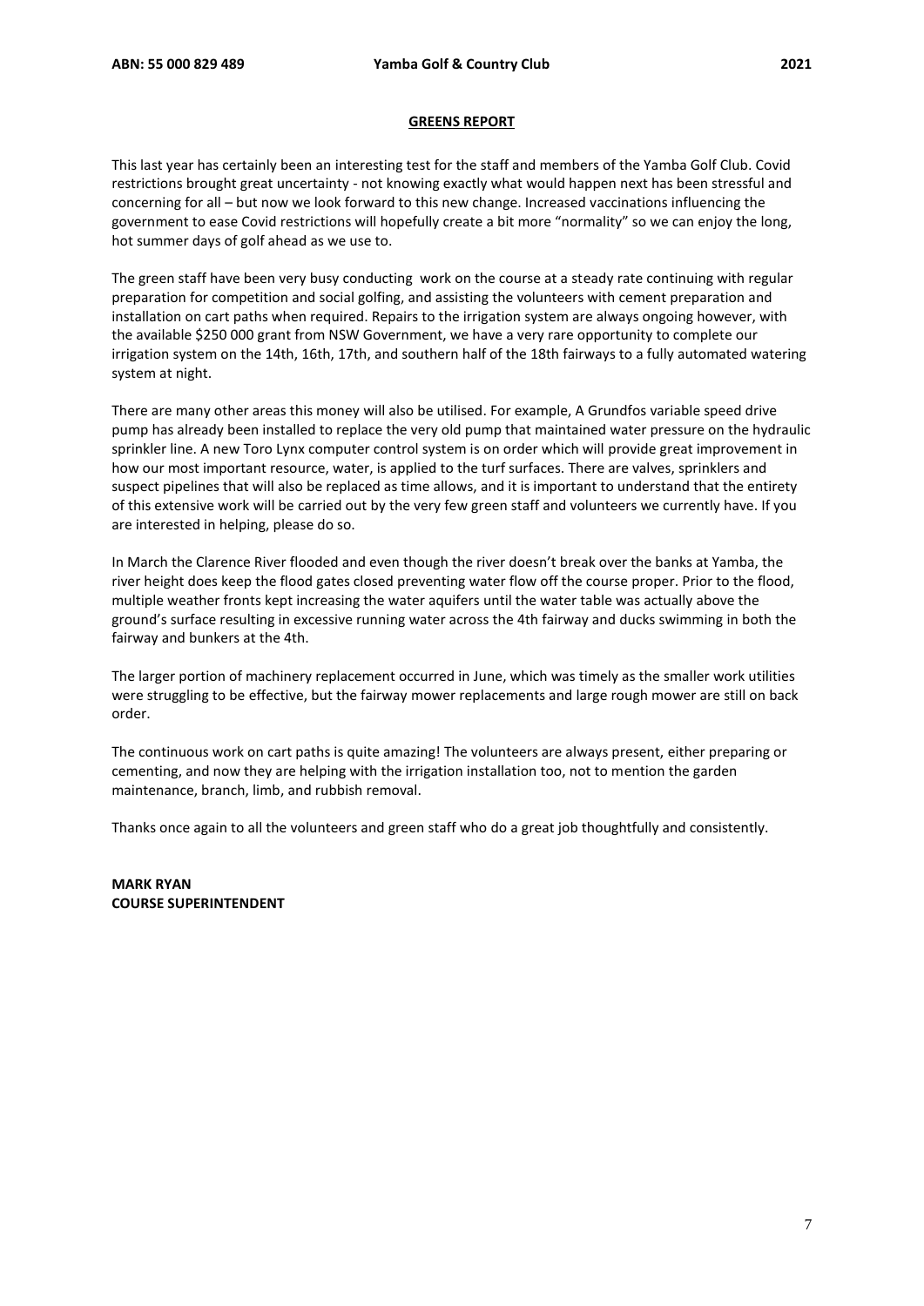## GREENS REPORT

This last year has certainly been an interesting test for the staff and members of the Yamba Golf Club. Covid restrictions brought great uncertainty - not knowing exactly what would happen next has been stressful and concerning for all – but now we look forward to this new change. Increased vaccinations influencing the government to ease Covid restrictions will hopefully create a bit more "normality" so we can enjoy the long, hot summer days of golf ahead as we use to.

The green staff have been very busy conducting work on the course at a steady rate continuing with regular preparation for competition and social golfing, and assisting the volunteers with cement preparation and installation on cart paths when required. Repairs to the irrigation system are always ongoing however, with the available \$250 000 grant from NSW Government, we have a very rare opportunity to complete our irrigation system on the 14th, 16th, 17th, and southern half of the 18th fairways to a fully automated watering system at night.

There are many other areas this money will also be utilised. For example, A Grundfos variable speed drive pump has already been installed to replace the very old pump that maintained water pressure on the hydraulic sprinkler line. A new Toro Lynx computer control system is on order which will provide great improvement in how our most important resource, water, is applied to the turf surfaces. There are valves, sprinklers and suspect pipelines that will also be replaced as time allows, and it is important to understand that the entirety of this extensive work will be carried out by the very few green staff and volunteers we currently have. If you are interested in helping, please do so.

In March the Clarence River flooded and even though the river doesn't break over the banks at Yamba, the river height does keep the flood gates closed preventing water flow off the course proper. Prior to the flood, multiple weather fronts kept increasing the water aquifers until the water table was actually above the ground's surface resulting in excessive running water across the 4th fairway and ducks swimming in both the fairway and bunkers at the 4th.

The larger portion of machinery replacement occurred in June, which was timely as the smaller work utilities were struggling to be effective, but the fairway mower replacements and large rough mower are still on back order.

The continuous work on cart paths is quite amazing! The volunteers are always present, either preparing or cementing, and now they are helping with the irrigation installation too, not to mention the garden maintenance, branch, limb, and rubbish removal.

Thanks once again to all the volunteers and green staff who do a great job thoughtfully and consistently.

**MARK RYAN**
**COURSE SUPERINTENDENT**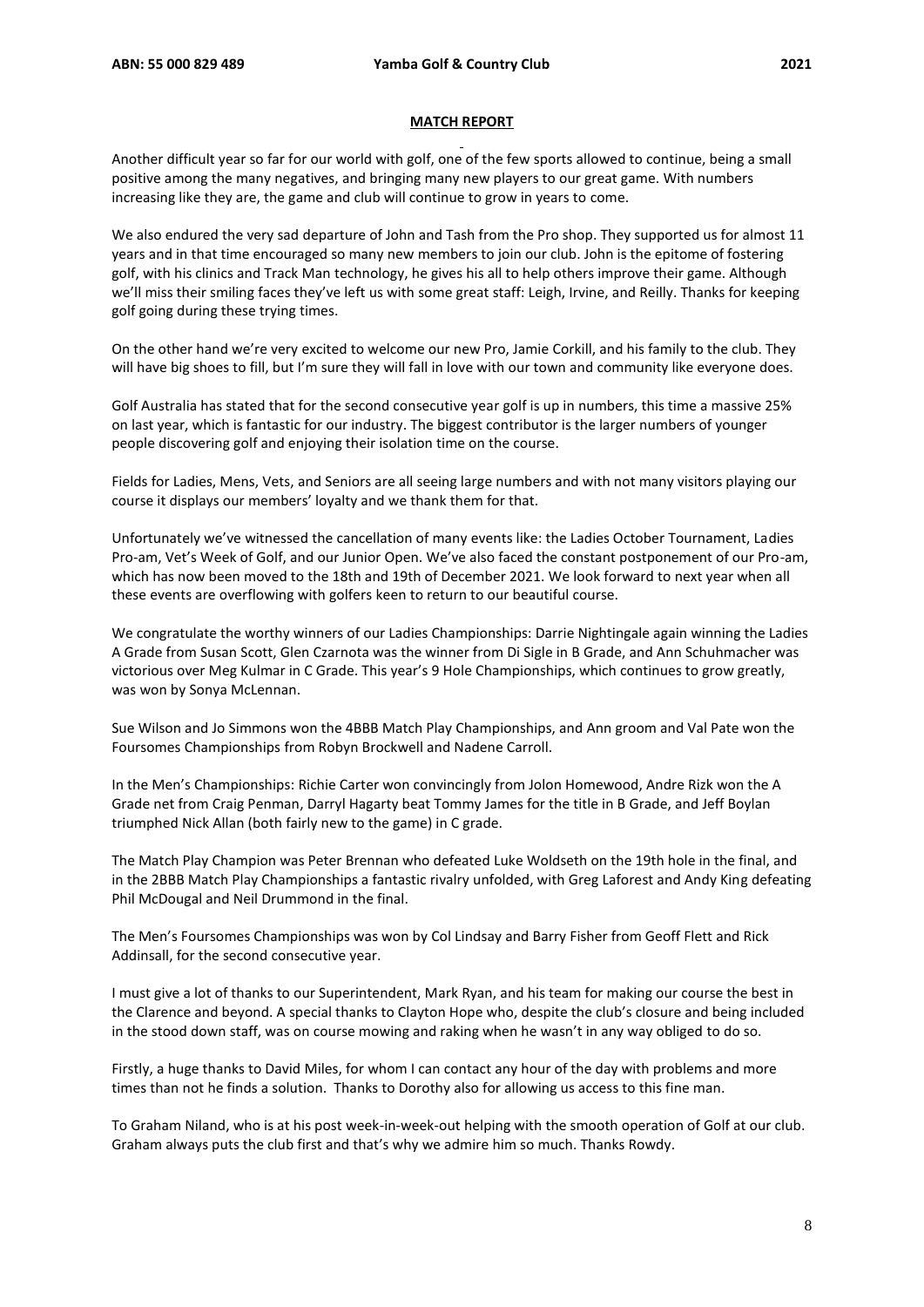**MATCH REPORT**

Another difficult year so far for our world with golf, one of the few sports allowed to continue, being a small positive among the many negatives, and bringing many new players to our great game. With numbers increasing like they are, the game and club will continue to grow in years to come.

We also endured the very sad departure of John and Tash from the Pro shop. They supported us for almost 11 years and in that time encouraged so many new members to join our club. John is the epitome of fostering golf, with his clinics and Track Man technology, he gives his all to help others improve their game. Although we'll miss their smiling faces they've left us with some great staff: Leigh, Irvine, and Reilly. Thanks for keeping golf going during these trying times.

On the other hand we're very excited to welcome our new Pro, Jamie Corkill, and his family to the club. They will have big shoes to fill, but I'm sure they will fall in love with our town and community like everyone does.

Golf Australia has stated that for the second consecutive year golf is up in numbers, this time a massive 25% on last year, which is fantastic for our industry. The biggest contributor is the larger numbers of younger people discovering golf and enjoying their isolation time on the course.

Fields for Ladies, Mens, Vets, and Seniors are all seeing large numbers and with not many visitors playing our course it displays our members' loyalty and we thank them for that.

Unfortunately we've witnessed the cancellation of many events like: the Ladies October Tournament, Ladies Pro-am, Vet's Week of Golf, and our Junior Open. We've also faced the constant postponement of our Pro-am, which has now been moved to the 18th and 19th of December 2021. We look forward to next year when all these events are overflowing with golfers keen to return to our beautiful course.

We congratulate the worthy winners of our Ladies Championships: Darrie Nightingale again winning the Ladies A Grade from Susan Scott, Glen Czarnota was the winner from Di Sigle in B Grade, and Ann Schuhmacher was victorious over Meg Kulmar in C Grade. This year's 9 Hole Championships, which continues to grow greatly, was won by Sonya McLennan.

Sue Wilson and Jo Simmons won the 4BBB Match Play Championships, and Ann groom and Val Pate won the Foursomes Championships from Robyn Brockwell and Nadene Carroll.

In the Men's Championships: Richie Carter won convincingly from Jolon Homewood, Andre Rizk won the A Grade net from Craig Penman, Darryl Hagarty beat Tommy James for the title in B Grade, and Jeff Boylan triumphed Nick Allan (both fairly new to the game) in C grade.

The Match Play Champion was Peter Brennan who defeated Luke Woldseth on the 19th hole in the final, and in the 2BBB Match Play Championships a fantastic rivalry unfolded, with Greg Laforest and Andy King defeating Phil McDougal and Neil Drummond in the final.

The Men's Foursomes Championships was won by Col Lindsay and Barry Fisher from Geoff Flett and Rick Addinsall, for the second consecutive year.

I must give a lot of thanks to our Superintendent, Mark Ryan, and his team for making our course the best in the Clarence and beyond. A special thanks to Clayton Hope who, despite the club's closure and being included in the stood down staff, was on course mowing and raking when he wasn't in any way obliged to do so.

Firstly, a huge thanks to David Miles, for whom I can contact any hour of the day with problems and more times than not he finds a solution. Thanks to Dorothy also for allowing us access to this fine man.

To Graham Niland, who is at his post week-in-week-out helping with the smooth operation of Golf at our club. Graham always puts the club first and that's why we admire him so much. Thanks Rowdy.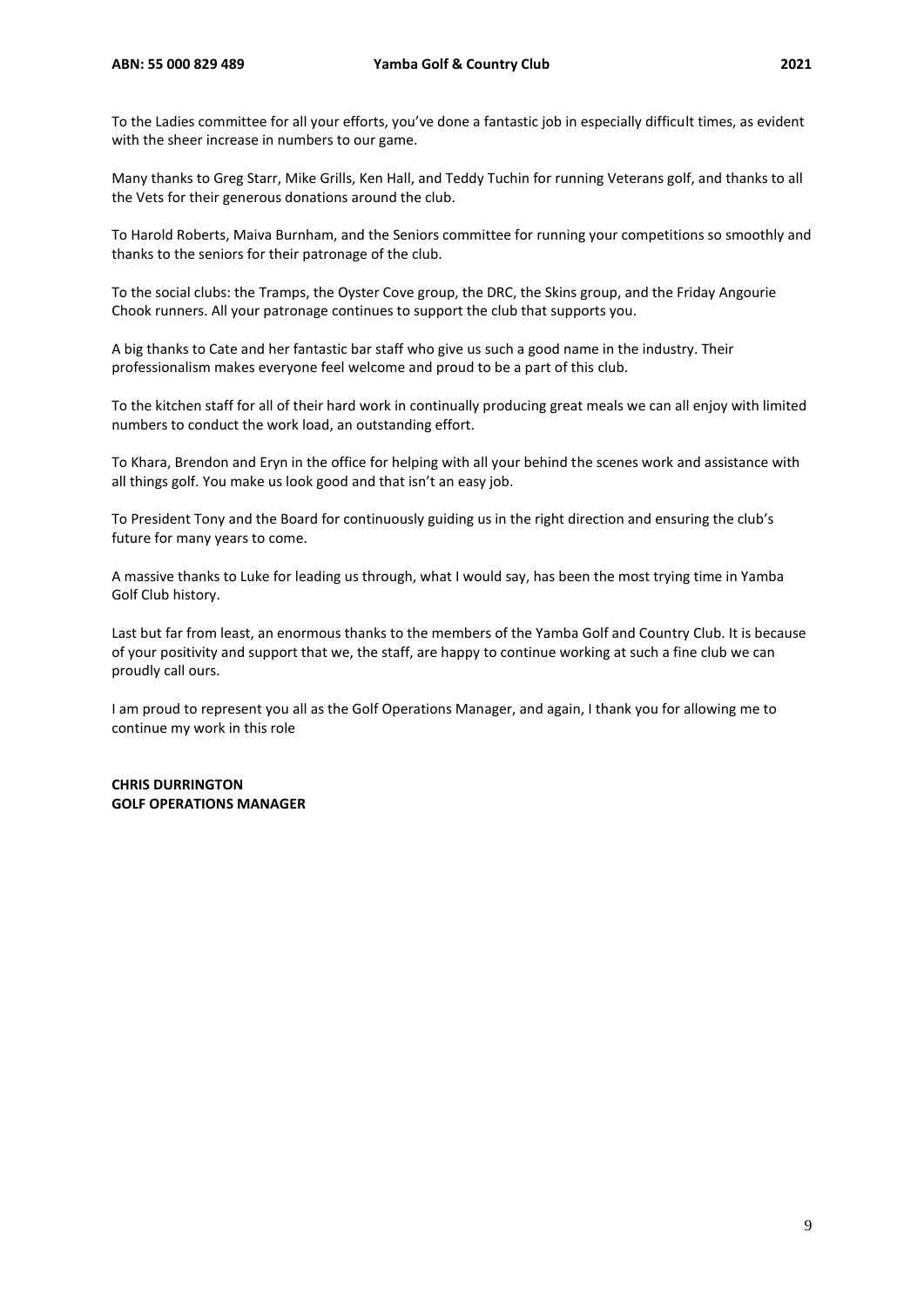To the Ladies committee for all your efforts, you've done a fantastic job in especially difficult times, as evident with the sheer increase in numbers to our game.

Many thanks to Greg Starr, Mike Grills, Ken Hall, and Teddy Tuchin for running Veterans golf, and thanks to all the Vets for their generous donations around the club.

To Harold Roberts, Maiva Burnham, and the Seniors committee for running your competitions so smoothly and thanks to the seniors for their patronage of the club.

To the social clubs: the Tramps, the Oyster Cove group, the DRC, the Skins group, and the Friday Angourie Chook runners. All your patronage continues to support the club that supports you.

A big thanks to Cate and her fantastic bar staff who give us such a good name in the industry. Their professionalism makes everyone feel welcome and proud to be a part of this club.

To the kitchen staff for all of their hard work in continually producing great meals we can all enjoy with limited numbers to conduct the work load, an outstanding effort.

To Khara, Brendon and Eryn in the office for helping with all your behind the scenes work and assistance with all things golf. You make us look good and that isn't an easy job.

To President Tony and the Board for continuously guiding us in the right direction and ensuring the club's future for many years to come.

A massive thanks to Luke for leading us through, what I would say, has been the most trying time in Yamba Golf Club history.

Last but far from least, an enormous thanks to the members of the Yamba Golf and Country Club. It is because of your positivity and support that we, the staff, are happy to continue working at such a fine club we can proudly call ours.

I am proud to represent you all as the Golf Operations Manager, and again, I thank you for allowing me to continue my work in this role

**CHRIS DURRINGTON**
**GOLF OPERATIONS MANAGER**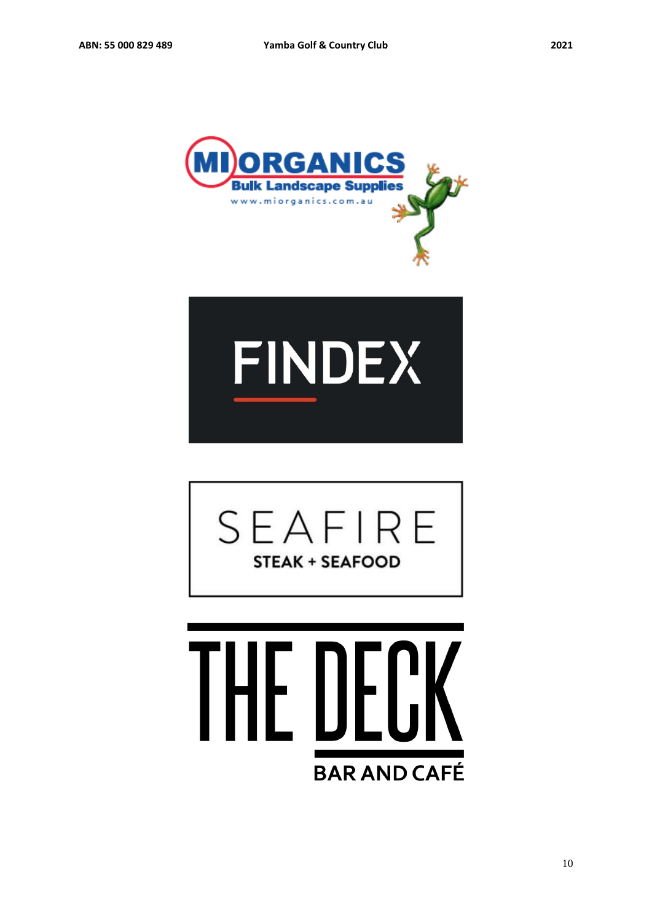MI ORGANICS
Bulk Landscape Supplies
www.miorganics.com.au

FINDEX

SEAFIRE
STEAK + SEAFOOD

THE DECK
BAR AND CAFÉ